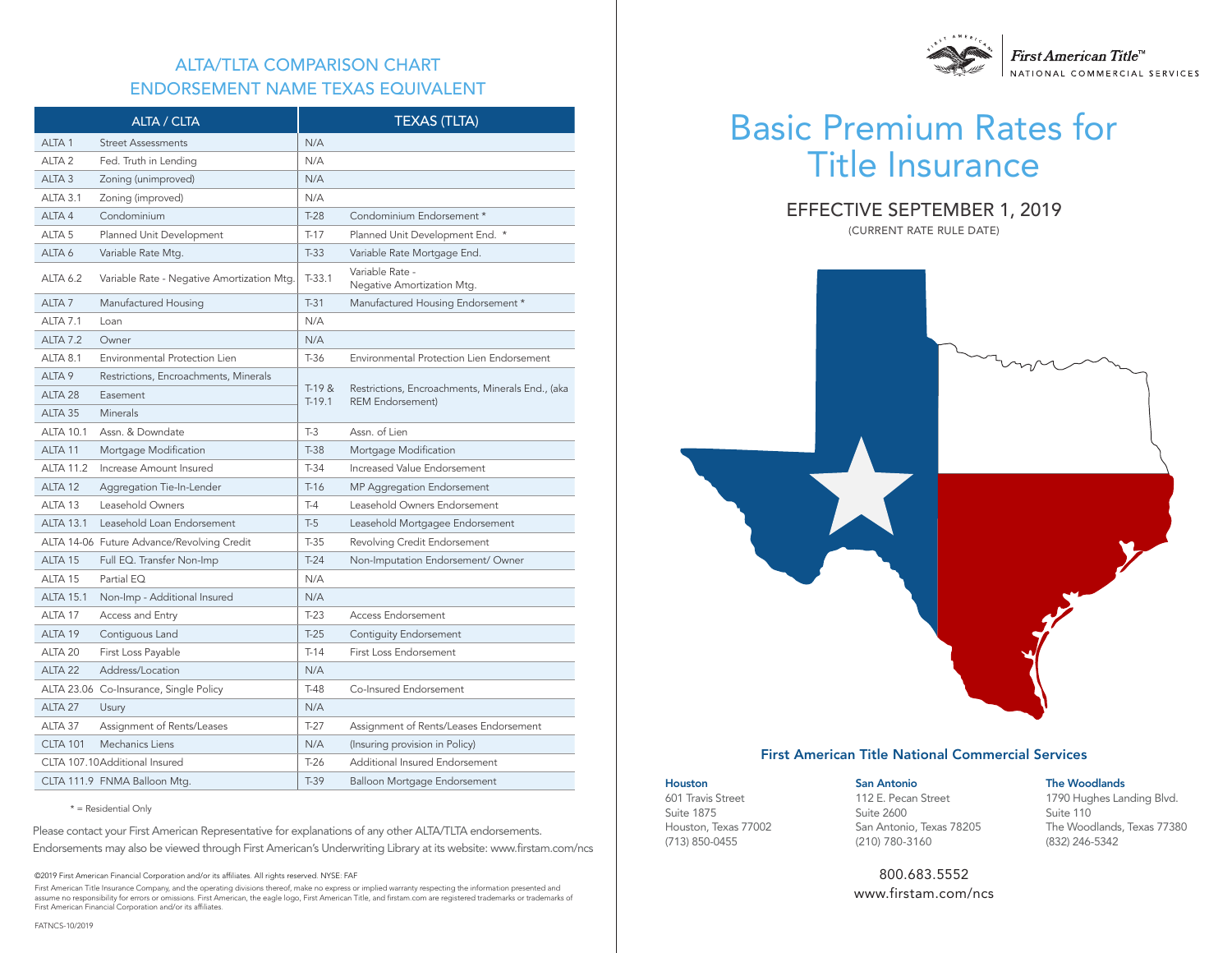## ALTA/TLTA COMPARISON CHART
## ENDORSEMENT NAME TEXAS EQUIVALENT

| ALTA / CLTA | | TEXAS (TLTA) | |
|---|---|---|---|
| ALTA 1 | Street Assessments | N/A | |
| ALTA 2 | Fed. Truth in Lending | N/A | |
| ALTA 3 | Zoning (unimproved) | N/A | |
| ALTA 3.1 | Zoning (improved) | N/A | |
| ALTA 4 | Condominium | T-28 | Condominium Endorsement * |
| ALTA 5 | Planned Unit Development | T-17 | Planned Unit Development End. * |
| ALTA 6 | Variable Rate Mtg. | T-33 | Variable Rate Mortgage End. |
| ALTA 6.2 | Variable Rate - Negative Amortization Mtg. | T-33.1 | Variable Rate - Negative Amortization Mtg. |
| ALTA 7 | Manufactured Housing | T-31 | Manufactured Housing Endorsement * |
| ALTA 7.1 | Loan | N/A | |
| ALTA 7.2 | Owner | N/A | |
| ALTA 8.1 | Environmental Protection Lien | T-36 | Environmental Protection Lien Endorsement |
| ALTA 9 | Restrictions, Encroachments, Minerals | T-19 & T-19.1 | Restrictions, Encroachments, Minerals End., (aka REM Endorsement) |
| ALTA 28 | Easement | | |
| ALTA 35 | Minerals | | |
| ALTA 10.1 | Assn. & Downdate | T-3 | Assn. of Lien |
| ALTA 11 | Mortgage Modification | T-38 | Mortgage Modification |
| ALTA 11.2 | Increase Amount Insured | T-34 | Increased Value Endorsement |
| ALTA 12 | Aggregation Tie-In-Lender | T-16 | MP Aggregation Endorsement |
| ALTA 13 | Leasehold Owners | T-4 | Leasehold Owners Endorsement |
| ALTA 13.1 | Leasehold Loan Endorsement | T-5 | Leasehold Mortgagee Endorsement |
| ALTA 14-06 | Future Advance/Revolving Credit | T-35 | Revolving Credit Endorsement |
| ALTA 15 | Full EQ. Transfer Non-Imp | T-24 | Non-Imputation Endorsement/ Owner |
| ALTA 15 | Partial EQ | N/A | |
| ALTA 15.1 | Non-Imp - Additional Insured | N/A | |
| ALTA 17 | Access and Entry | T-23 | Access Endorsement |
| ALTA 19 | Contiguous Land | T-25 | Contiguity Endorsement |
| ALTA 20 | First Loss Payable | T-14 | First Loss Endorsement |
| ALTA 22 | Address/Location | N/A | |
| ALTA 23.06 | Co-Insurance, Single Policy | T-48 | Co-Insured Endorsement |
| ALTA 27 | Usury | N/A | |
| ALTA 37 | Assignment of Rents/Leases | T-27 | Assignment of Rents/Leases Endorsement |
| CLTA 101 | Mechanics Liens | N/A | (Insuring provision in Policy) |
| CLTA 107.10 | Additional Insured | T-26 | Additional Insured Endorsement |
| CLTA 111.9 | FNMA Balloon Mtg. | T-39 | Balloon Mortgage Endorsement |

\* = Residential Only

Please contact your First American Representative for explanations of any other ALTA/TLTA endorsements. Endorsements may also be viewed through First American's Underwriting Library at its website: www.firstam.com/ncs

©2019 First American Financial Corporation and/or its affiliates. All rights reserved. NYSE: FAF

First American Title Insurance Company, and the operating divisions thereof, make no express or implied warranty respecting the information presented and assume no responsibility for errors or omissions. First American, the eagle logo, First American Title, and firstam.com are registered trademarks or trademarks of First American Financial Corporation and/or its affiliates.

FATNCS-10/2019

First American Title™
NATIONAL COMMERCIAL SERVICES

# Basic Premium Rates for Title Insurance

## EFFECTIVE SEPTEMBER 1, 2019

(CURRENT RATE RULE DATE)

### First American Title National Commercial Services

**Houston**
601 Travis Street
Suite 1875
Houston, Texas 77002
(713) 850-0455

**San Antonio**
112 E. Pecan Street
Suite 2600
San Antonio, Texas 78205
(210) 780-3160

**The Woodlands**
1790 Hughes Landing Blvd.
Suite 110
The Woodlands, Texas 77380
(832) 246-5342

800.683.5552
www.firstam.com/ncs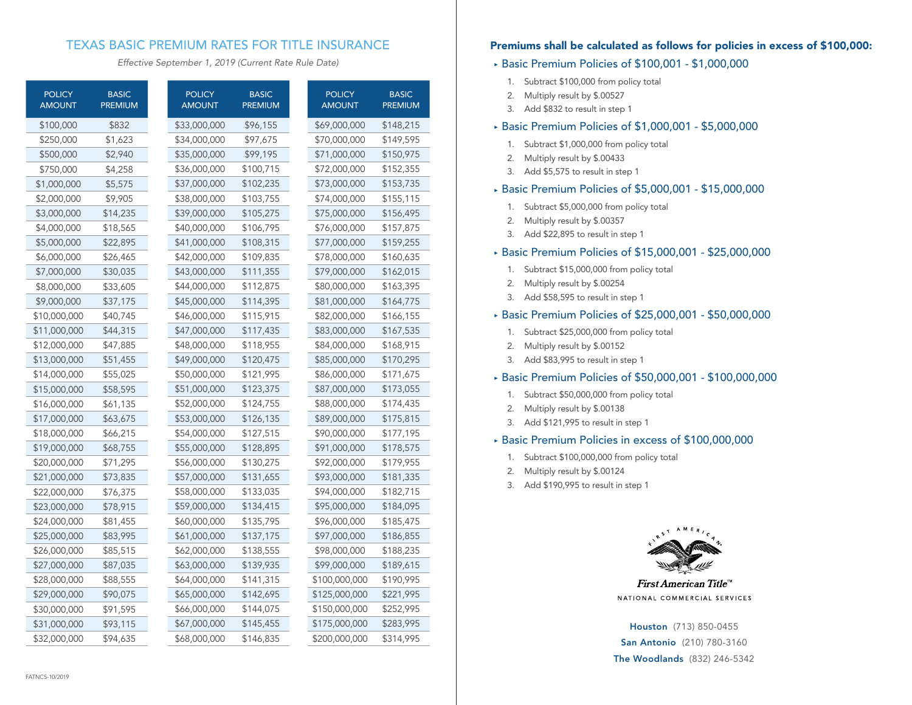# TEXAS BASIC PREMIUM RATES FOR TITLE INSURANCE

*Effective September 1, 2019 (Current Rate Rule Date)*

| POLICY AMOUNT | BASIC PREMIUM | POLICY AMOUNT | BASIC PREMIUM | POLICY AMOUNT | BASIC PREMIUM |
|---|---|---|---|---|---|
| $100,000 | $832 | $33,000,000 | $96,155 | $69,000,000 | $148,215 |
| $250,000 | $1,623 | $34,000,000 | $97,675 | $70,000,000 | $149,595 |
| $500,000 | $2,940 | $35,000,000 | $99,195 | $71,000,000 | $150,975 |
| $750,000 | $4,258 | $36,000,000 | $100,715 | $72,000,000 | $152,355 |
| $1,000,000 | $5,575 | $37,000,000 | $102,235 | $73,000,000 | $153,735 |
| $2,000,000 | $9,905 | $38,000,000 | $103,755 | $74,000,000 | $155,115 |
| $3,000,000 | $14,235 | $39,000,000 | $105,275 | $75,000,000 | $156,495 |
| $4,000,000 | $18,565 | $40,000,000 | $106,795 | $76,000,000 | $157,875 |
| $5,000,000 | $22,895 | $41,000,000 | $108,315 | $77,000,000 | $159,255 |
| $6,000,000 | $26,465 | $42,000,000 | $109,835 | $78,000,000 | $160,635 |
| $7,000,000 | $30,035 | $43,000,000 | $111,355 | $79,000,000 | $162,015 |
| $8,000,000 | $33,605 | $44,000,000 | $112,875 | $80,000,000 | $163,395 |
| $9,000,000 | $37,175 | $45,000,000 | $114,395 | $81,000,000 | $164,775 |
| $10,000,000 | $40,745 | $46,000,000 | $115,915 | $82,000,000 | $166,155 |
| $11,000,000 | $44,315 | $47,000,000 | $117,435 | $83,000,000 | $167,535 |
| $12,000,000 | $47,885 | $48,000,000 | $118,955 | $84,000,000 | $168,915 |
| $13,000,000 | $51,455 | $49,000,000 | $120,475 | $85,000,000 | $170,295 |
| $14,000,000 | $55,025 | $50,000,000 | $121,995 | $86,000,000 | $171,675 |
| $15,000,000 | $58,595 | $51,000,000 | $123,375 | $87,000,000 | $173,055 |
| $16,000,000 | $61,135 | $52,000,000 | $124,755 | $88,000,000 | $174,435 |
| $17,000,000 | $63,675 | $53,000,000 | $126,135 | $89,000,000 | $175,815 |
| $18,000,000 | $66,215 | $54,000,000 | $127,515 | $90,000,000 | $177,195 |
| $19,000,000 | $68,755 | $55,000,000 | $128,895 | $91,000,000 | $178,575 |
| $20,000,000 | $71,295 | $56,000,000 | $130,275 | $92,000,000 | $179,955 |
| $21,000,000 | $73,835 | $57,000,000 | $131,655 | $93,000,000 | $181,335 |
| $22,000,000 | $76,375 | $58,000,000 | $133,035 | $94,000,000 | $182,715 |
| $23,000,000 | $78,915 | $59,000,000 | $134,415 | $95,000,000 | $184,095 |
| $24,000,000 | $81,455 | $60,000,000 | $135,795 | $96,000,000 | $185,475 |
| $25,000,000 | $83,995 | $61,000,000 | $137,175 | $97,000,000 | $186,855 |
| $26,000,000 | $85,515 | $62,000,000 | $138,555 | $98,000,000 | $188,235 |
| $27,000,000 | $87,035 | $63,000,000 | $139,935 | $99,000,000 | $189,615 |
| $28,000,000 | $88,555 | $64,000,000 | $141,315 | $100,000,000 | $190,995 |
| $29,000,000 | $90,075 | $65,000,000 | $142,695 | $125,000,000 | $221,995 |
| $30,000,000 | $91,595 | $66,000,000 | $144,075 | $150,000,000 | $252,995 |
| $31,000,000 | $93,115 | $67,000,000 | $145,455 | $175,000,000 | $283,995 |
| $32,000,000 | $94,635 | $68,000,000 | $146,835 | $200,000,000 | $314,995 |

FATNCS-10/2019

## Premiums shall be calculated as follows for policies in excess of $100,000:

### Basic Premium Policies of $100,001 - $1,000,000

1. Subtract $100,000 from policy total
2. Multiply result by $.00527
3. Add $832 to result in step 1

### Basic Premium Policies of $1,000,001 - $5,000,000

1. Subtract $1,000,000 from policy total
2. Multiply result by $.00433
3. Add $5,575 to result in step 1

### Basic Premium Policies of $5,000,001 - $15,000,000

1. Subtract $5,000,000 from policy total
2. Multiply result by $.00357
3. Add $22,895 to result in step 1

### Basic Premium Policies of $15,000,001 - $25,000,000

1. Subtract $15,000,000 from policy total
2. Multiply result by $.00254
3. Add $58,595 to result in step 1

### Basic Premium Policies of $25,000,001 - $50,000,000

1. Subtract $25,000,000 from policy total
2. Multiply result by $.00152
3. Add $83,995 to result in step 1

### Basic Premium Policies of $50,000,001 - $100,000,000

1. Subtract $50,000,000 from policy total
2. Multiply result by $.00138
3. Add $121,995 to result in step 1

### Basic Premium Policies in excess of $100,000,000

1. Subtract $100,000,000 from policy total
2. Multiply result by $.00124
3. Add $190,995 to result in step 1

FIRST AMERICAN

*First American Title™*

NATIONAL COMMERCIAL SERVICES

**Houston** (713) 850-0455
**San Antonio** (210) 780-3160
**The Woodlands** (832) 246-5342